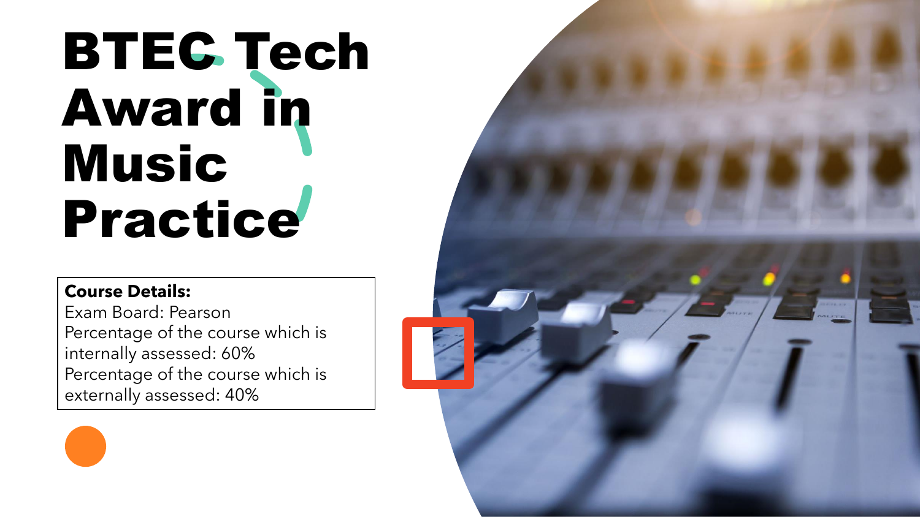# BTEC Tech Award in Music Practice

**Course Details:**
Exam Board: Pearson
Percentage of the course which is internally assessed: 60%
Percentage of the course which is externally assessed: 40%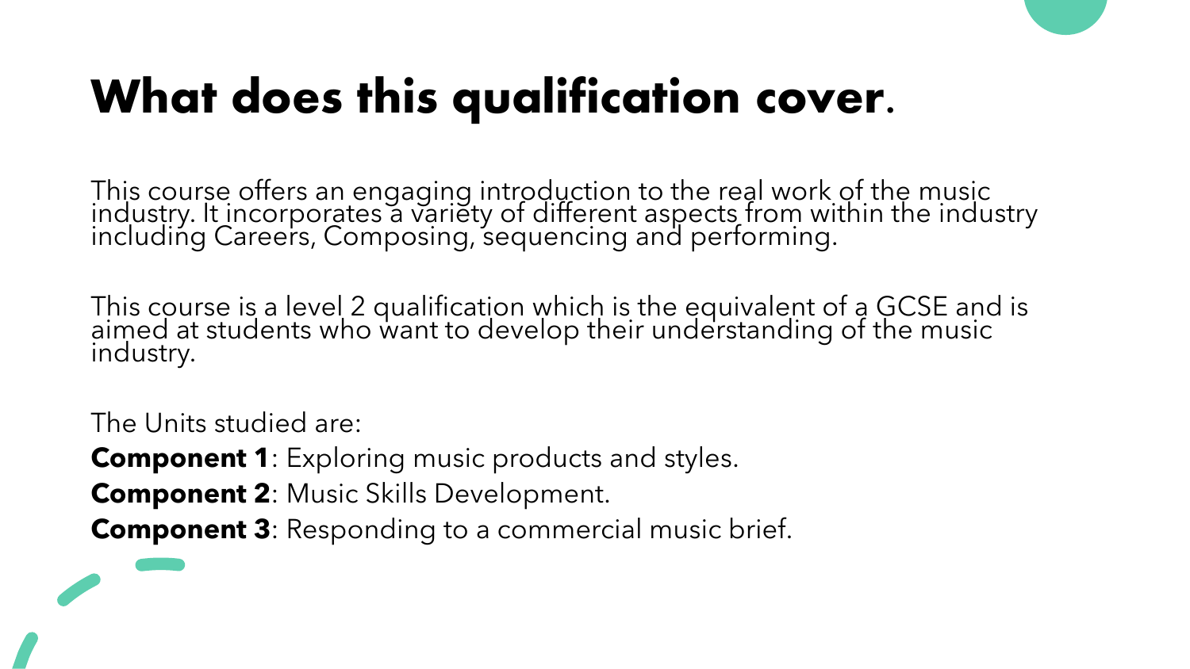# What does this qualification cover.

This course offers an engaging introduction to the real work of the music industry. It incorporates a variety of different aspects from within the industry including Careers, Composing, sequencing and performing.

This course is a level 2 qualification which is the equivalent of a GCSE and is aimed at students who want to develop their understanding of the music industry.

The Units studied are:

**Component 1**: Exploring music products and styles.

**Component 2**: Music Skills Development.

**Component 3**: Responding to a commercial music brief.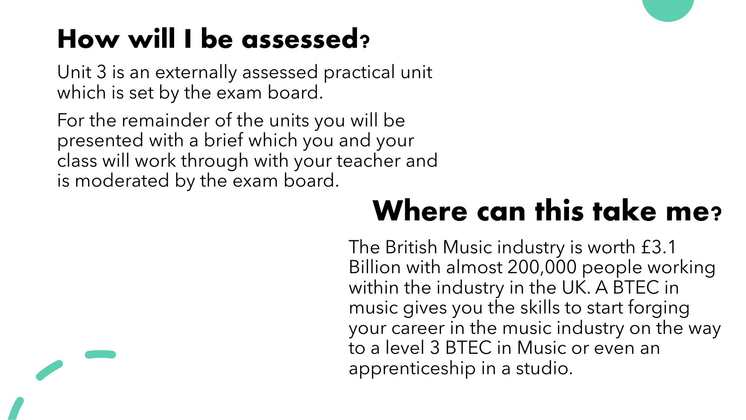## How will I be assessed?

Unit 3 is an externally assessed practical unit which is set by the exam board.

For the remainder of the units you will be presented with a brief which you and your class will work through with your teacher and is moderated by the exam board.

## Where can this take me?

The British Music industry is worth £3.1 Billion with almost 200,000 people working within the industry in the UK. A BTEC in music gives you the skills to start forging your career in the music industry on the way to a level 3 BTEC in Music or even an apprenticeship in a studio.